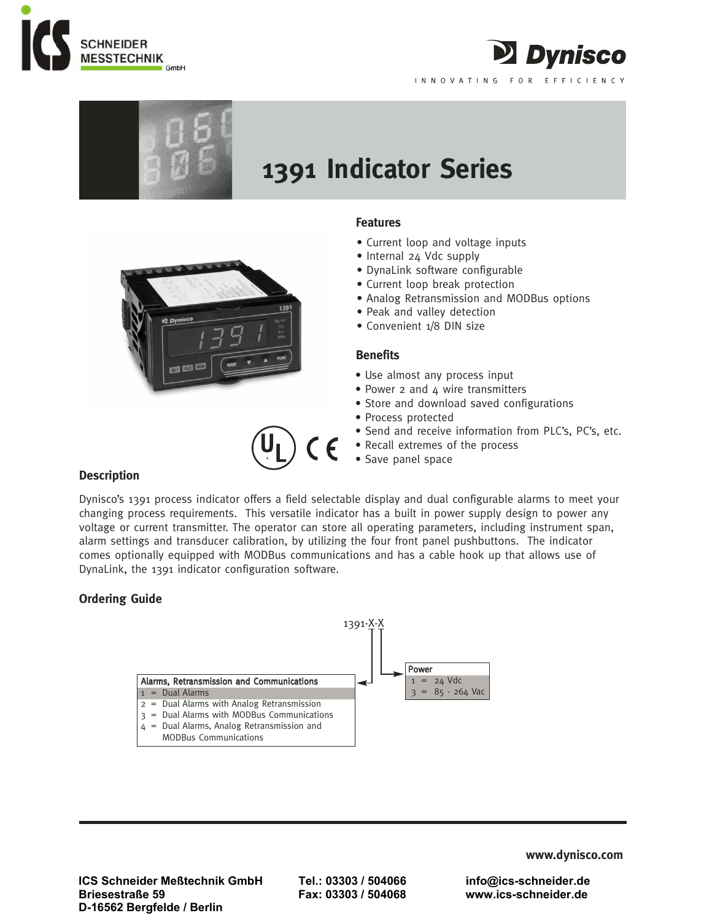# 1391 Indicator Series

## Features

- Current loop and voltage inputs
- Internal 24 Vdc supply
- DynaLink software configurable
- Current loop break protection
- Analog Retransmission and MODBus options
- Peak and valley detection
- Convenient 1/8 DIN size

## Benefits

- Use almost any process input
- Power 2 and 4 wire transmitters
- Store and download saved configurations
- Process protected
- Send and receive information from PLC's, PC's, etc.
- Recall extremes of the process
- Save panel space

## Description

Dynisco's 1391 process indicator offers a field selectable display and dual configurable alarms to meet your changing process requirements. This versatile indicator has a built in power supply design to power any voltage or current transmitter. The operator can store all operating parameters, including instrument span, alarm settings and transducer calibration, by utilizing the four front panel pushbuttons. The indicator comes optionally equipped with MODBus communications and has a cable hook up that allows use of DynaLink, the 1391 indicator configuration software.

## Ordering Guide

1391-X-X

| Alarms, Retransmission and Communications |
|---|
| 1 = Dual Alarms |
| 2 = Dual Alarms with Analog Retransmission |
| 3 = Dual Alarms with MODBus Communications |
| 4 = Dual Alarms, Analog Retransmission and MODBus Communications |

| Power |
|---|
| 1 = 24 Vdc |
| 3 = 85 - 264 Vac |

www.dynisco.com

**ICS Schneider Meßtechnik GmbH**
**Briesestraße 59**
**D-16562 Bergfelde / Berlin**

**Tel.: 03303 / 504066**
**Fax: 03303 / 504068**

**info@ics-schneider.de**
**www.ics-schneider.de**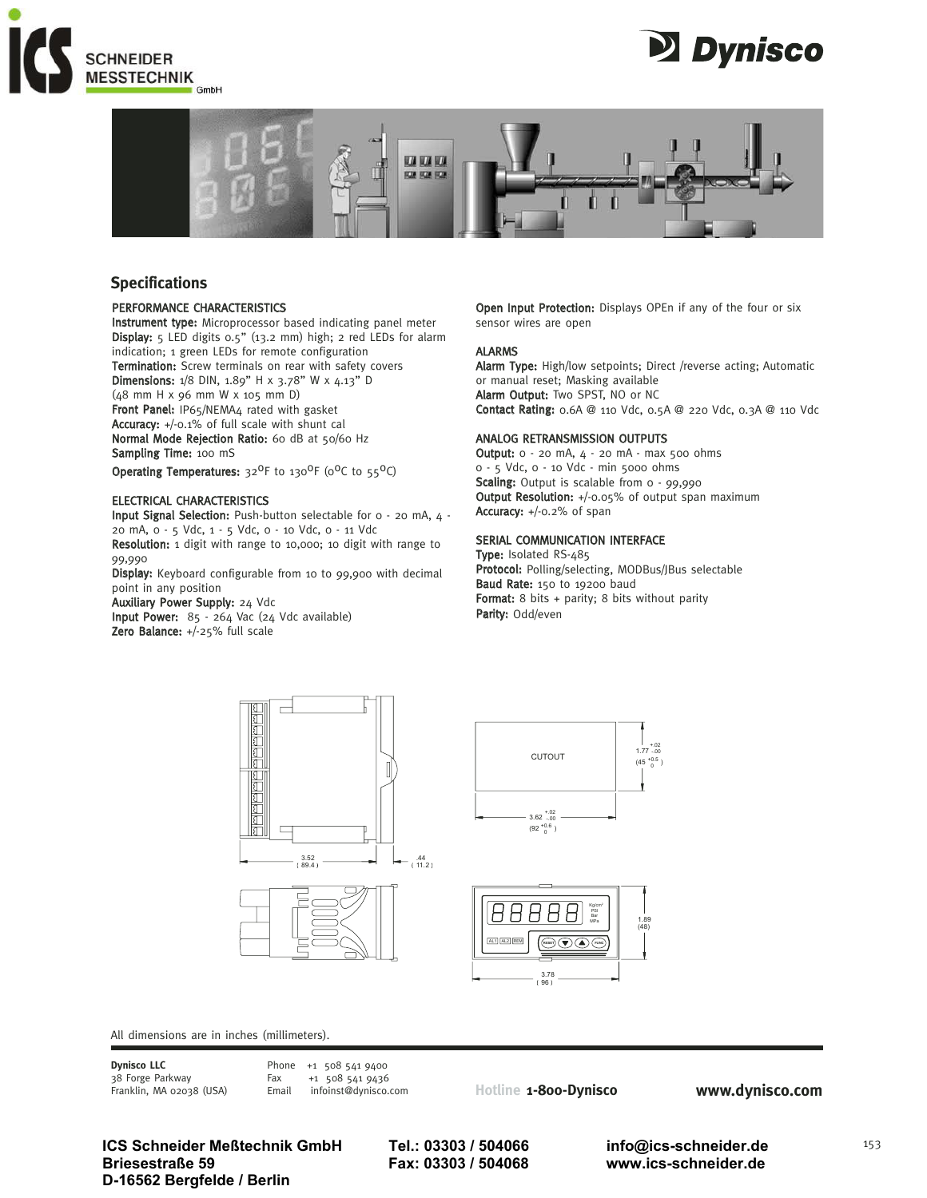## Specifications

### PERFORMANCE CHARACTERISTICS

**Instrument type:** Microprocessor based indicating panel meter
**Display:** 5 LED digits 0.5" (13.2 mm) high; 2 red LEDs for alarm indication; 1 green LEDs for remote configuration
**Termination:** Screw terminals on rear with safety covers
**Dimensions:** 1/8 DIN, 1.89" H x 3.78" W x 4.13" D (48 mm H x 96 mm W x 105 mm D)
**Front Panel:** IP65/NEMA4 rated with gasket
**Accuracy:** +/-0.1% of full scale with shunt cal
**Normal Mode Rejection Ratio:** 60 dB at 50/60 Hz
**Sampling Time:** 100 mS
**Operating Temperatures:** 32°F to 130°F (0°C to 55°C)

### ELECTRICAL CHARACTERISTICS

**Input Signal Selection:** Push-button selectable for 0 - 20 mA, 4 - 20 mA, 0 - 5 Vdc, 1 - 5 Vdc, 0 - 10 Vdc, 0 - 11 Vdc
**Resolution:** 1 digit with range to 10,000; 10 digit with range to 99,990
**Display:** Keyboard configurable from 10 to 99,900 with decimal point in any position
**Auxiliary Power Supply:** 24 Vdc
**Input Power:** 85 - 264 Vac (24 Vdc available)
**Zero Balance:** +/-25% full scale
**Open Input Protection:** Displays OPEn if any of the four or six sensor wires are open

### ALARMS

**Alarm Type:** High/low setpoints; Direct /reverse acting; Automatic or manual reset; Masking available
**Alarm Output:** Two SPST, NO or NC
**Contact Rating:** 0.6A @ 110 Vdc, 0.5A @ 220 Vdc, 0.3A @ 110 Vdc

### ANALOG RETRANSMISSION OUTPUTS

**Output:** 0 - 20 mA, 4 - 20 mA - max 500 ohms
0 - 5 Vdc, 0 - 10 Vdc - min 5000 ohms
**Scaling:** Output is scalable from 0 - 99,990
**Output Resolution:** +/-0.05% of output span maximum
**Accuracy:** +/-0.2% of span

### SERIAL COMMUNICATION INTERFACE

**Type:** Isolated RS-485
**Protocol:** Polling/selecting, MODBus/JBus selectable
**Baud Rate:** 150 to 19200 baud
**Format:** 8 bits + parity; 8 bits without parity
**Parity:** Odd/even

3.52
(89.4)
.44
(11.2)

CUTOUT
1.77 $^{+.02}_{-.00}$
(45 $^{+0.5}_{0}$)
3.62 $^{+.02}_{-.00}$
(92 $^{+0.6}_{0}$)

88888
Kg/cm²
PSI
Bar
MPa
AL1 AL2 REM
RESET FUNC
1.89
(48)
3.78
(96)

All dimensions are in inches (millimeters).

**Dynisco LLC**
38 Forge Parkway
Franklin, MA 02038 (USA)

Phone +1 508 541 9400
Fax +1 508 541 9436
Email infoinst@dynisco.com

Hotline **1-800-Dynisco**

**www.dynisco.com**

**ICS Schneider Meßtechnik GmbH**
**Briesestraße 59**
**D-16562 Bergfelde / Berlin**

**Tel.: 03303 / 504066**
**Fax: 03303 / 504068**

**info@ics-schneider.de**
**www.ics-schneider.de**